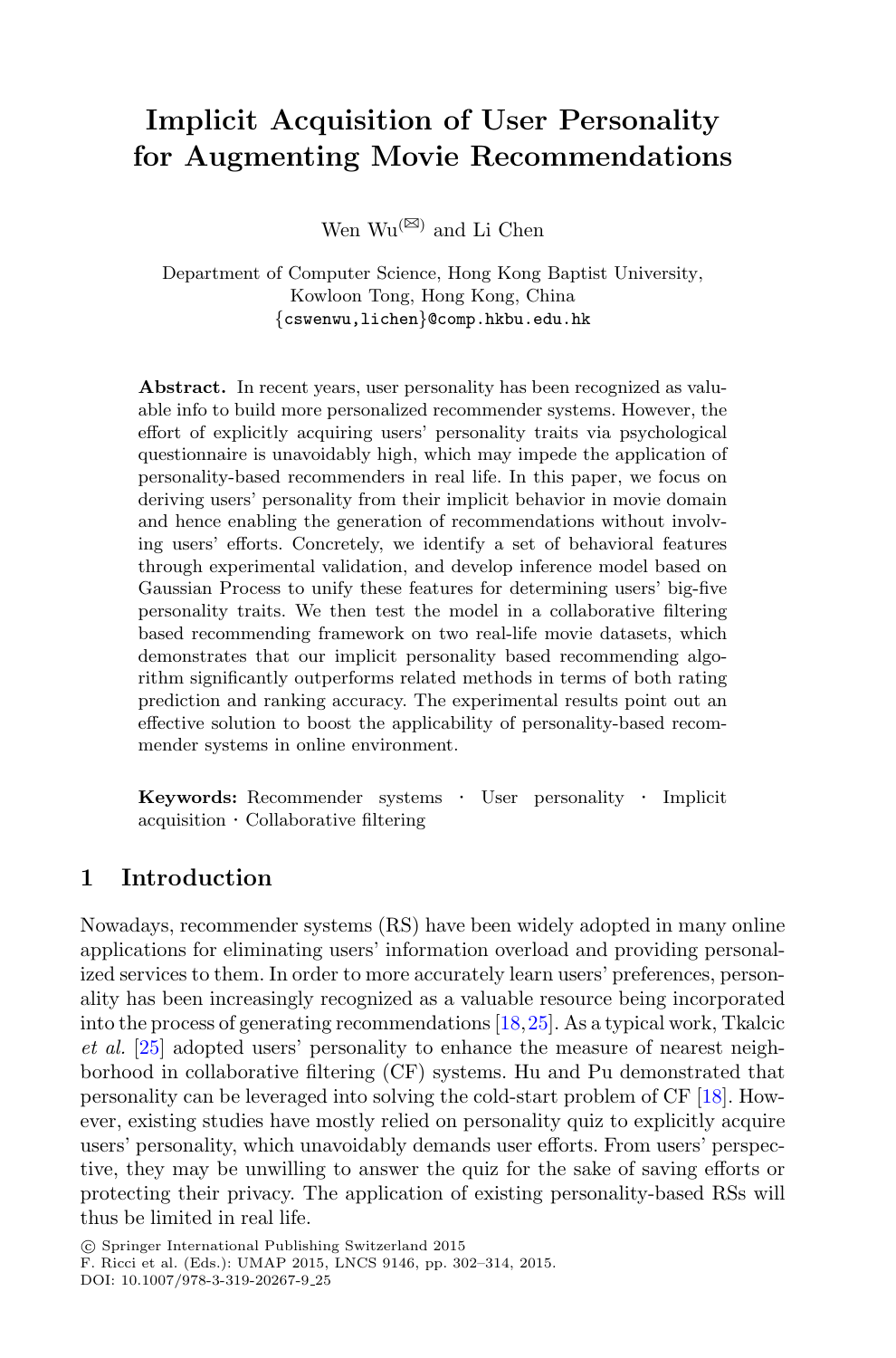# Implicit Acquisition of User Personality for Augmenting Movie Recommendations

Wen Wu(✉) and Li Chen

Department of Computer Science, Hong Kong Baptist University, Kowloon Tong, Hong Kong, China
{cswenwu,lichen}@comp.hkbu.edu.hk

**Abstract.** In recent years, user personality has been recognized as valuable info to build more personalized recommender systems. However, the effort of explicitly acquiring users' personality traits via psychological questionnaire is unavoidably high, which may impede the application of personality-based recommenders in real life. In this paper, we focus on deriving users' personality from their implicit behavior in movie domain and hence enabling the generation of recommendations without involving users' efforts. Concretely, we identify a set of behavioral features through experimental validation, and develop inference model based on Gaussian Process to unify these features for determining users' big-five personality traits. We then test the model in a collaborative filtering based recommending framework on two real-life movie datasets, which demonstrates that our implicit personality based recommending algorithm significantly outperforms related methods in terms of both rating prediction and ranking accuracy. The experimental results point out an effective solution to boost the applicability of personality-based recommender systems in online environment.

**Keywords:** Recommender systems · User personality · Implicit acquisition · Collaborative filtering

## 1 Introduction

Nowadays, recommender systems (RS) have been widely adopted in many online applications for eliminating users' information overload and providing personalized services to them. In order to more accurately learn users' preferences, personality has been increasingly recognized as a valuable resource being incorporated into the process of generating recommendations [18,25]. As a typical work, Tkalcic *et al.* [25] adopted users' personality to enhance the measure of nearest neighborhood in collaborative filtering (CF) systems. Hu and Pu demonstrated that personality can be leveraged into solving the cold-start problem of CF [18]. However, existing studies have mostly relied on personality quiz to explicitly acquire users' personality, which unavoidably demands user efforts. From users' perspective, they may be unwilling to answer the quiz for the sake of saving efforts or protecting their privacy. The application of existing personality-based RSs will thus be limited in real life.

© Springer International Publishing Switzerland 2015
F. Ricci et al. (Eds.): UMAP 2015, LNCS 9146, pp. 302–314, 2015.
DOI: 10.1007/978-3-319-20267-9_25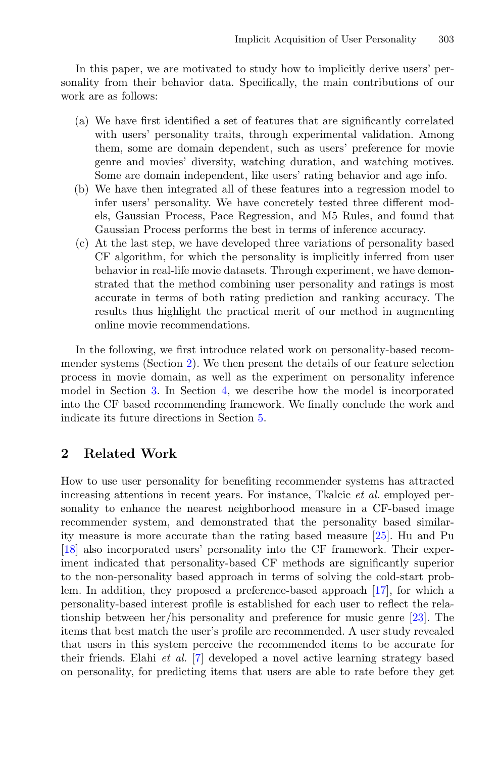In this paper, we are motivated to study how to implicitly derive users' personality from their behavior data. Specifically, the main contributions of our work are as follows:

(a) We have first identified a set of features that are significantly correlated with users' personality traits, through experimental validation. Among them, some are domain dependent, such as users' preference for movie genre and movies' diversity, watching duration, and watching motives. Some are domain independent, like users' rating behavior and age info.

(b) We have then integrated all of these features into a regression model to infer users' personality. We have concretely tested three different models, Gaussian Process, Pace Regression, and M5 Rules, and found that Gaussian Process performs the best in terms of inference accuracy.

(c) At the last step, we have developed three variations of personality based CF algorithm, for which the personality is implicitly inferred from user behavior in real-life movie datasets. Through experiment, we have demonstrated that the method combining user personality and ratings is most accurate in terms of both rating prediction and ranking accuracy. The results thus highlight the practical merit of our method in augmenting online movie recommendations.

In the following, we first introduce related work on personality-based recommender systems (Section 2). We then present the details of our feature selection process in movie domain, as well as the experiment on personality inference model in Section 3. In Section 4, we describe how the model is incorporated into the CF based recommending framework. We finally conclude the work and indicate its future directions in Section 5.

## 2 Related Work

How to use user personality for benefiting recommender systems has attracted increasing attentions in recent years. For instance, Tkalcic *et al.* employed personality to enhance the nearest neighborhood measure in a CF-based image recommender system, and demonstrated that the personality based similarity measure is more accurate than the rating based measure [25]. Hu and Pu [18] also incorporated users' personality into the CF framework. Their experiment indicated that personality-based CF methods are significantly superior to the non-personality based approach in terms of solving the cold-start problem. In addition, they proposed a preference-based approach [17], for which a personality-based interest profile is established for each user to reflect the relationship between her/his personality and preference for music genre [23]. The items that best match the user's profile are recommended. A user study revealed that users in this system perceive the recommended items to be accurate for their friends. Elahi *et al.* [7] developed a novel active learning strategy based on personality, for predicting items that users are able to rate before they get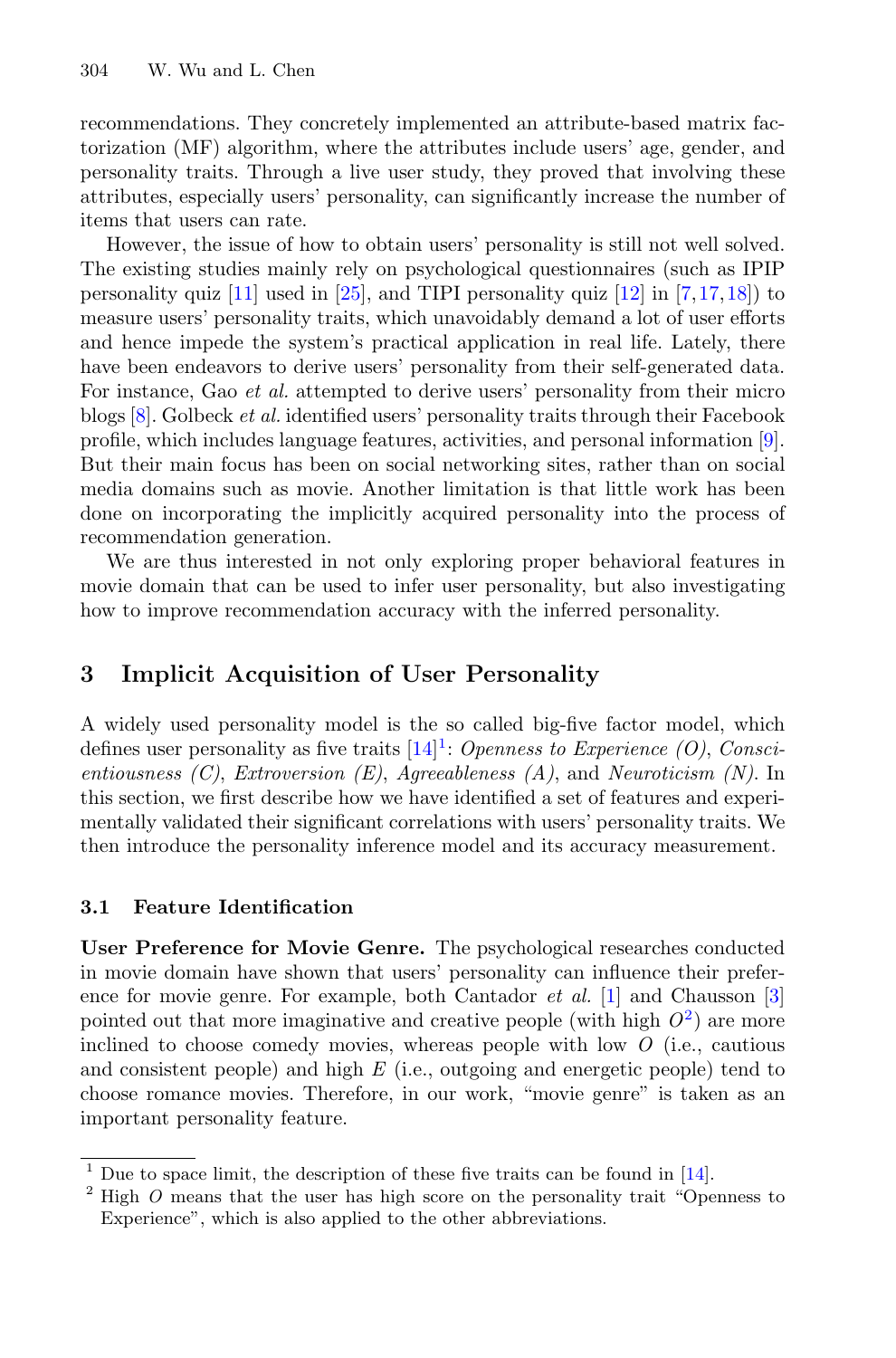recommendations. They concretely implemented an attribute-based matrix factorization (MF) algorithm, where the attributes include users' age, gender, and personality traits. Through a live user study, they proved that involving these attributes, especially users' personality, can significantly increase the number of items that users can rate.

However, the issue of how to obtain users' personality is still not well solved. The existing studies mainly rely on psychological questionnaires (such as IPIP personality quiz [11] used in [25], and TIPI personality quiz [12] in [7,17,18]) to measure users' personality traits, which unavoidably demand a lot of user efforts and hence impede the system's practical application in real life. Lately, there have been endeavors to derive users' personality from their self-generated data. For instance, Gao *et al.* attempted to derive users' personality from their micro blogs [8]. Golbeck *et al.* identified users' personality traits through their Facebook profile, which includes language features, activities, and personal information [9]. But their main focus has been on social networking sites, rather than on social media domains such as movie. Another limitation is that little work has been done on incorporating the implicitly acquired personality into the process of recommendation generation.

We are thus interested in not only exploring proper behavioral features in movie domain that can be used to infer user personality, but also investigating how to improve recommendation accuracy with the inferred personality.

## 3 Implicit Acquisition of User Personality

A widely used personality model is the so called big-five factor model, which defines user personality as five traits [14][1]: *Openness to Experience (O)*, *Conscientiousness (C)*, *Extroversion (E)*, *Agreeableness (A)*, and *Neuroticism (N)*. In this section, we first describe how we have identified a set of features and experimentally validated their significant correlations with users' personality traits. We then introduce the personality inference model and its accuracy measurement.

### 3.1 Feature Identification

**User Preference for Movie Genre.** The psychological researches conducted in movie domain have shown that users' personality can influence their preference for movie genre. For example, both Cantador *et al.* [1] and Chausson [3] pointed out that more imaginative and creative people (with high $O$[2]) are more inclined to choose comedy movies, whereas people with low $O$ (i.e., cautious and consistent people) and high $E$ (i.e., outgoing and energetic people) tend to choose romance movies. Therefore, in our work, "movie genre" is taken as an important personality feature.

---

[1] Due to space limit, the description of these five traits can be found in [14].

[2] High $O$ means that the user has high score on the personality trait "Openness to Experience", which is also applied to the other abbreviations.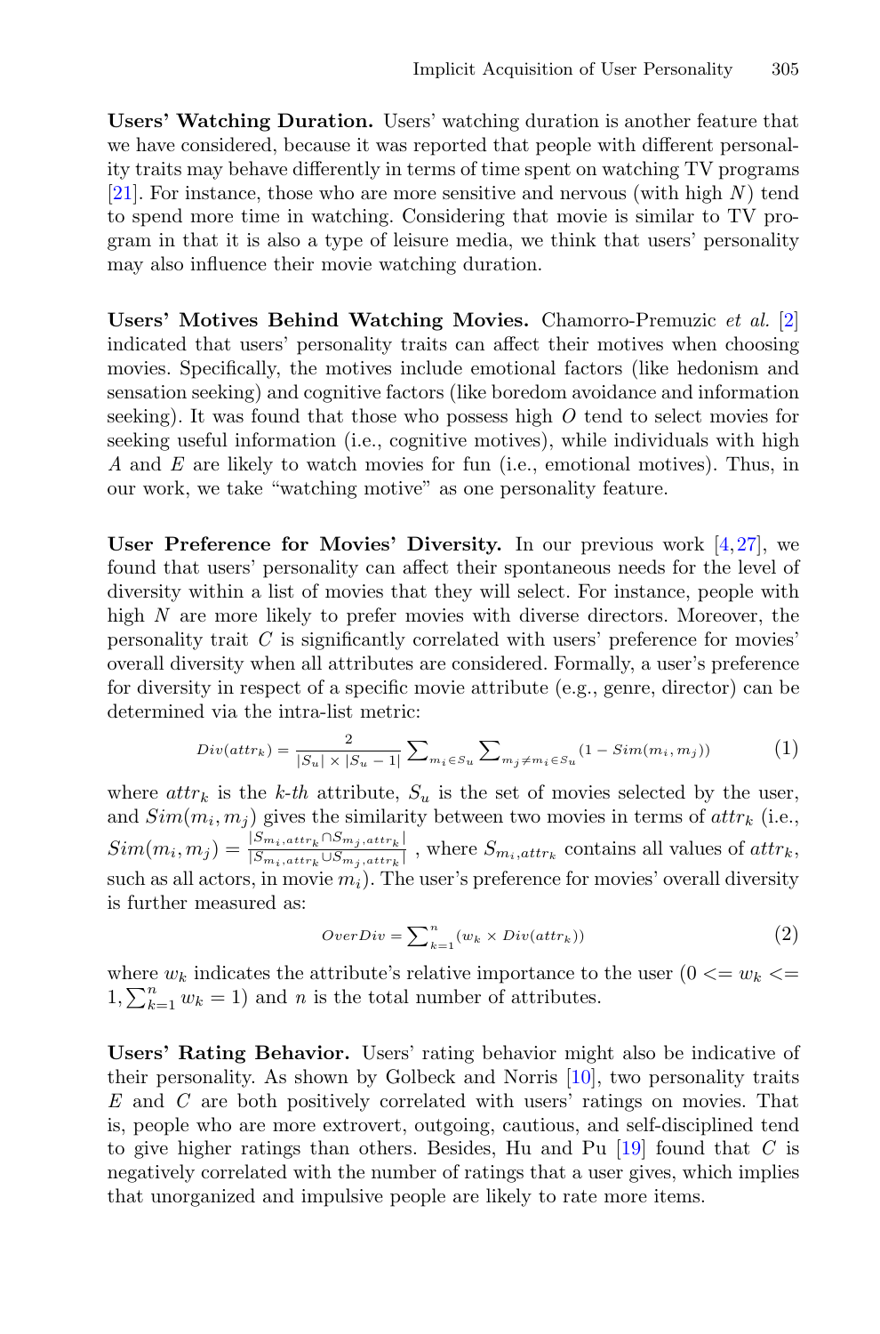**Users' Watching Duration.** Users' watching duration is another feature that we have considered, because it was reported that people with different personality traits may behave differently in terms of time spent on watching TV programs [21]. For instance, those who are more sensitive and nervous (with high $N$) tend to spend more time in watching. Considering that movie is similar to TV program in that it is also a type of leisure media, we think that users' personality may also influence their movie watching duration.

**Users' Motives Behind Watching Movies.** Chamorro-Premuzic *et al.* [2] indicated that users' personality traits can affect their motives when choosing movies. Specifically, the motives include emotional factors (like hedonism and sensation seeking) and cognitive factors (like boredom avoidance and information seeking). It was found that those who possess high $O$ tend to select movies for seeking useful information (i.e., cognitive motives), while individuals with high $A$ and $E$ are likely to watch movies for fun (i.e., emotional motives). Thus, in our work, we take "watching motive" as one personality feature.

**User Preference for Movies' Diversity.** In our previous work [4,27], we found that users' personality can affect their spontaneous needs for the level of diversity within a list of movies that they will select. For instance, people with high $N$ are more likely to prefer movies with diverse directors. Moreover, the personality trait $C$ is significantly correlated with users' preference for movies' overall diversity when all attributes are considered. Formally, a user's preference for diversity in respect of a specific movie attribute (e.g., genre, director) can be determined via the intra-list metric:

$$Div(attr_k) = \frac{2}{|S_u| \times |S_u - 1|} \sum_{m_i \in S_u} \sum_{m_j \neq m_i \in S_u} (1 - Sim(m_i, m_j)) \tag{1}$$

where $attr_k$ is the $k$-$th$ attribute, $S_u$ is the set of movies selected by the user, and $Sim(m_i, m_j)$ gives the similarity between two movies in terms of $attr_k$ (i.e., $Sim(m_i, m_j) = \frac{|S_{m_i,attr_k} \cap S_{m_j,attr_k}|}{|S_{m_i,attr_k} \cup S_{m_j,attr_k}|}$, where $S_{m_i,attr_k}$ contains all values of $attr_k$, such as all actors, in movie $m_i$). The user's preference for movies' overall diversity is further measured as:

$$OverDiv = \sum_{k=1}^{n} (w_k \times Div(attr_k)) \tag{2}$$

where $w_k$ indicates the attribute's relative importance to the user ($0 <= w_k <= 1, \sum_{k=1}^{n} w_k = 1$) and $n$ is the total number of attributes.

**Users' Rating Behavior.** Users' rating behavior might also be indicative of their personality. As shown by Golbeck and Norris [10], two personality traits $E$ and $C$ are both positively correlated with users' ratings on movies. That is, people who are more extrovert, outgoing, cautious, and self-disciplined tend to give higher ratings than others. Besides, Hu and Pu [19] found that $C$ is negatively correlated with the number of ratings that a user gives, which implies that unorganized and impulsive people are likely to rate more items.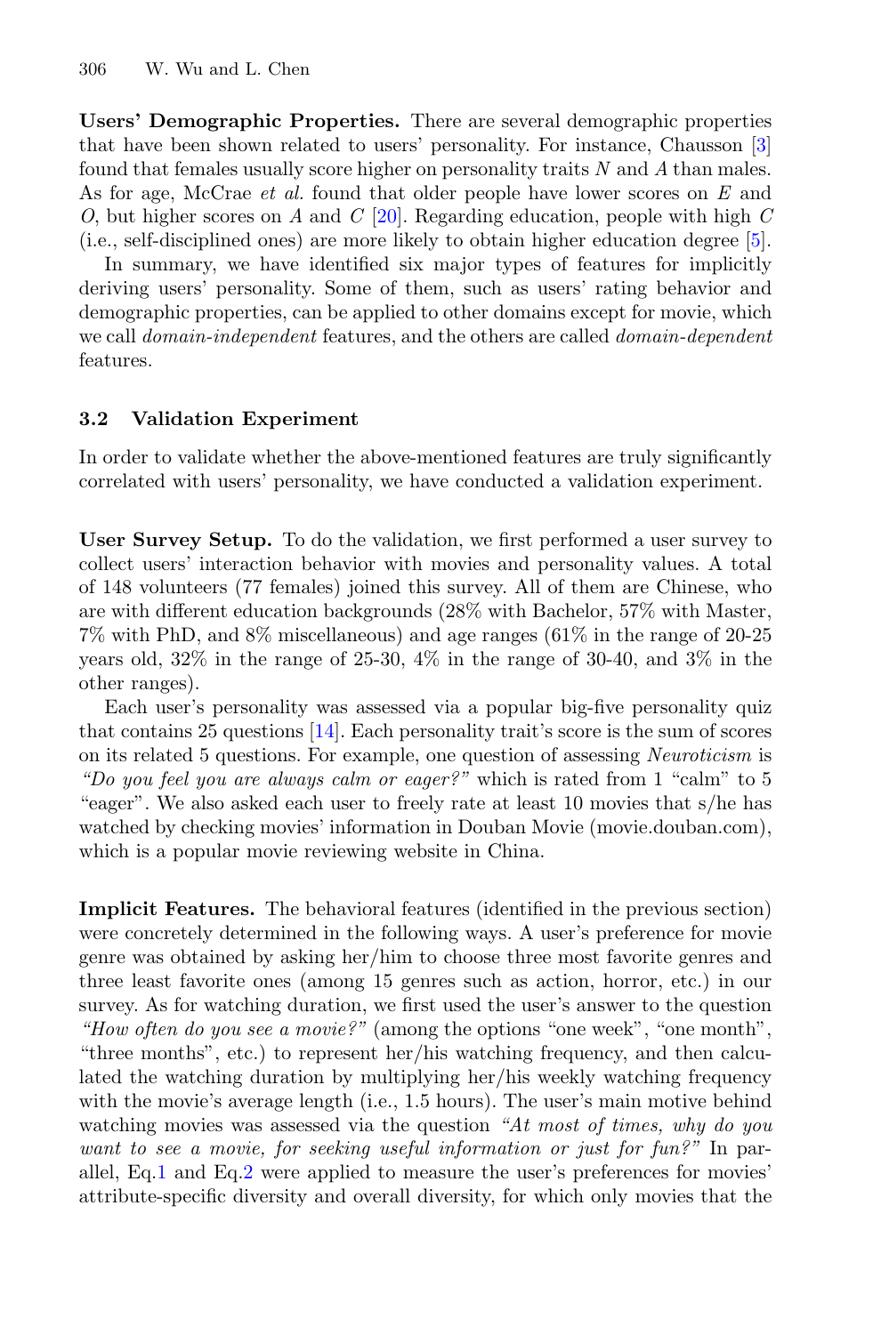**Users' Demographic Properties.** There are several demographic properties that have been shown related to users' personality. For instance, Chausson [3] found that females usually score higher on personality traits $N$ and $A$ than males. As for age, McCrae *et al.* found that older people have lower scores on $E$ and $O$, but higher scores on $A$ and $C$ [20]. Regarding education, people with high $C$ (i.e., self-disciplined ones) are more likely to obtain higher education degree [5].

In summary, we have identified six major types of features for implicitly deriving users' personality. Some of them, such as users' rating behavior and demographic properties, can be applied to other domains except for movie, which we call *domain-independent* features, and the others are called *domain-dependent* features.

### 3.2 Validation Experiment

In order to validate whether the above-mentioned features are truly significantly correlated with users' personality, we have conducted a validation experiment.

**User Survey Setup.** To do the validation, we first performed a user survey to collect users' interaction behavior with movies and personality values. A total of 148 volunteers (77 females) joined this survey. All of them are Chinese, who are with different education backgrounds (28% with Bachelor, 57% with Master, 7% with PhD, and 8% miscellaneous) and age ranges (61% in the range of 20-25 years old, 32% in the range of 25-30, 4% in the range of 30-40, and 3% in the other ranges).

Each user's personality was assessed via a popular big-five personality quiz that contains 25 questions [14]. Each personality trait's score is the sum of scores on its related 5 questions. For example, one question of assessing *Neuroticism* is *"Do you feel you are always calm or eager?"* which is rated from 1 "calm" to 5 "eager". We also asked each user to freely rate at least 10 movies that s/he has watched by checking movies' information in Douban Movie (movie.douban.com), which is a popular movie reviewing website in China.

**Implicit Features.** The behavioral features (identified in the previous section) were concretely determined in the following ways. A user's preference for movie genre was obtained by asking her/him to choose three most favorite genres and three least favorite ones (among 15 genres such as action, horror, etc.) in our survey. As for watching duration, we first used the user's answer to the question *"How often do you see a movie?"* (among the options "one week", "one month", "three months", etc.) to represent her/his watching frequency, and then calculated the watching duration by multiplying her/his weekly watching frequency with the movie's average length (i.e., 1.5 hours). The user's main motive behind watching movies was assessed via the question *"At most of times, why do you want to see a movie, for seeking useful information or just for fun?"* In parallel, Eq.1 and Eq.2 were applied to measure the user's preferences for movies' attribute-specific diversity and overall diversity, for which only movies that the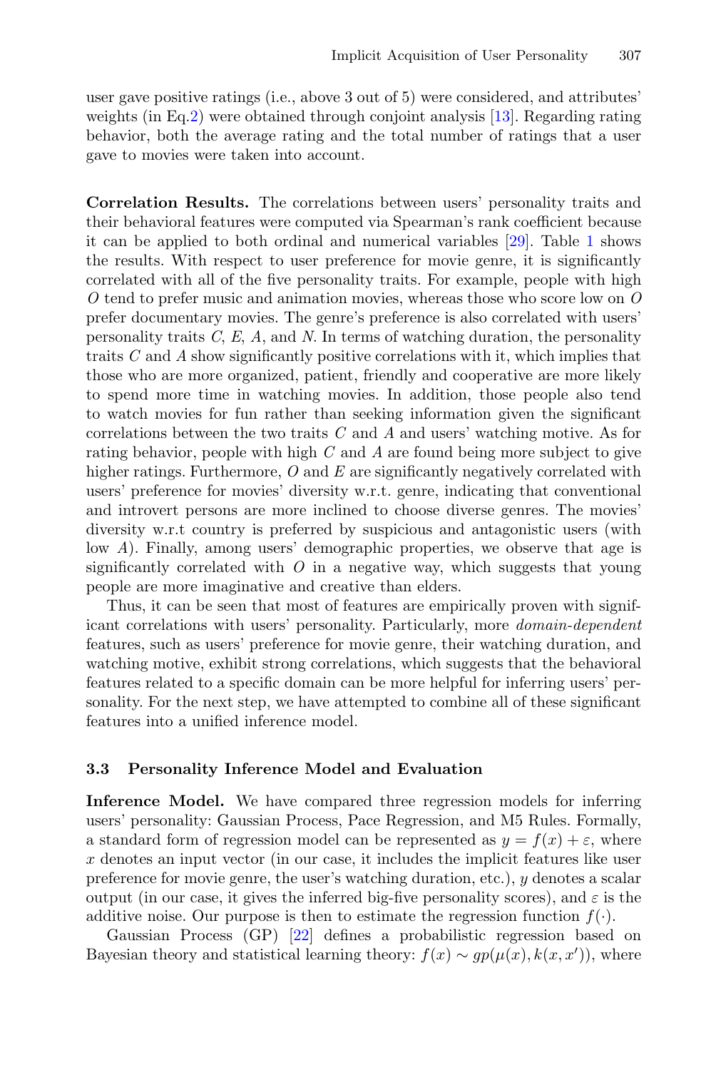user gave positive ratings (i.e., above 3 out of 5) were considered, and attributes' weights (in Eq.2) were obtained through conjoint analysis [13]. Regarding rating behavior, both the average rating and the total number of ratings that a user gave to movies were taken into account.

**Correlation Results.** The correlations between users' personality traits and their behavioral features were computed via Spearman's rank coefficient because it can be applied to both ordinal and numerical variables [29]. Table 1 shows the results. With respect to user preference for movie genre, it is significantly correlated with all of the five personality traits. For example, people with high $O$ tend to prefer music and animation movies, whereas those who score low on $O$ prefer documentary movies. The genre's preference is also correlated with users' personality traits $C$, $E$, $A$, and $N$. In terms of watching duration, the personality traits $C$ and $A$ show significantly positive correlations with it, which implies that those who are more organized, patient, friendly and cooperative are more likely to spend more time in watching movies. In addition, those people also tend to watch movies for fun rather than seeking information given the significant correlations between the two traits $C$ and $A$ and users' watching motive. As for rating behavior, people with high $C$ and $A$ are found being more subject to give higher ratings. Furthermore, $O$ and $E$ are significantly negatively correlated with users' preference for movies' diversity w.r.t. genre, indicating that conventional and introvert persons are more inclined to choose diverse genres. The movies' diversity w.r.t country is preferred by suspicious and antagonistic users (with low $A$). Finally, among users' demographic properties, we observe that age is significantly correlated with $O$ in a negative way, which suggests that young people are more imaginative and creative than elders.

Thus, it can be seen that most of features are empirically proven with significant correlations with users' personality. Particularly, more *domain-dependent* features, such as users' preference for movie genre, their watching duration, and watching motive, exhibit strong correlations, which suggests that the behavioral features related to a specific domain can be more helpful for inferring users' personality. For the next step, we have attempted to combine all of these significant features into a unified inference model.

### 3.3 Personality Inference Model and Evaluation

**Inference Model.** We have compared three regression models for inferring users' personality: Gaussian Process, Pace Regression, and M5 Rules. Formally, a standard form of regression model can be represented as $y = f(x) + \varepsilon$, where $x$ denotes an input vector (in our case, it includes the implicit features like user preference for movie genre, the user's watching duration, etc.), $y$ denotes a scalar output (in our case, it gives the inferred big-five personality scores), and $\varepsilon$ is the additive noise. Our purpose is then to estimate the regression function $f(\cdot)$.

Gaussian Process (GP) [22] defines a probabilistic regression based on Bayesian theory and statistical learning theory: $f(x) \sim gp(\mu(x), k(x, x'))$, where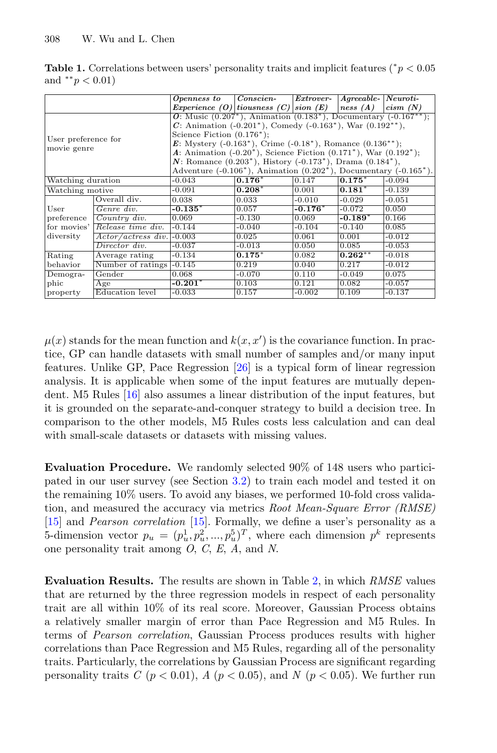**Table 1.** Correlations between users' personality traits and implicit features ($^{*}p < 0.05$ and $^{**}p < 0.01$)

| | | *Openness to Experience (O)* | *Conscientiousness (C)* | *Extroversion (E)* | *Agreeableness (A)* | *Neuroticism (N)* |
|---|---|---|---|---|---|---|
| User preference for movie genre | | ***O***: Music ($0.207^{*}$), Animation ($0.183^{*}$), Documentary ($-0.167^{**}$); ***C***: Animation ($-0.201^{*}$), Comedy ($-0.163^{*}$), War ($0.192^{**}$), Science Fiction ($0.176^{*}$); ***E***: Mystery ($-0.163^{*}$), Crime ($-0.18^{*}$), Romance ($0.136^{**}$); ***A***: Animation ($-0.20^{*}$), Science Fiction ($0.171^{*}$), War ($0.192^{*}$); ***N***: Romance ($0.203^{*}$), History ($-0.173^{*}$), Drama ($0.184^{*}$), Adventure ($-0.106^{*}$), Animation ($0.202^{*}$), Documentary ($-0.165^{*}$). | | | | |
| Watching duration | | -0.043 | **0.176*** | 0.147 | **0.175*** | -0.094 |
| Watching motive | | -0.091 | **0.208*** | 0.001 | **0.181*** | -0.139 |
| User preference for movies' diversity | Overall div. | 0.038 | 0.033 | -0.010 | -0.029 | -0.051 |
| | *Genre div.* | **-0.135*** | 0.057 | **-0.176*** | -0.072 | 0.050 |
| | *Country div.* | 0.069 | -0.130 | 0.069 | **-0.189*** | 0.166 |
| | *Release time div.* | -0.144 | -0.040 | -0.104 | -0.140 | 0.085 |
| | *Actor/actress div.* | -0.003 | 0.025 | 0.061 | 0.001 | -0.012 |
| | *Director div.* | -0.037 | -0.013 | 0.050 | 0.085 | -0.053 |
| Rating behavior | Average rating | -0.134 | **0.175*** | 0.082 | **0.262**** | -0.018 |
| | Number of ratings | -0.145 | 0.219 | 0.040 | 0.217 | -0.012 |
| Demographic property | Gender | 0.068 | -0.070 | 0.110 | -0.049 | 0.075 |
| | Age | **-0.201*** | 0.103 | 0.121 | 0.082 | -0.057 |
| | Education level | -0.033 | 0.157 | -0.002 | 0.109 | -0.137 |

$\mu(x)$ stands for the mean function and $k(x, x')$ is the covariance function. In practice, GP can handle datasets with small number of samples and/or many input features. Unlike GP, Pace Regression [26] is a typical form of linear regression analysis. It is applicable when some of the input features are mutually dependent. M5 Rules [16] also assumes a linear distribution of the input features, but it is grounded on the separate-and-conquer strategy to build a decision tree. In comparison to the other models, M5 Rules costs less calculation and can deal with small-scale datasets or datasets with missing values.

**Evaluation Procedure.** We randomly selected 90% of 148 users who participated in our user survey (see Section 3.2) to train each model and tested it on the remaining 10% users. To avoid any biases, we performed 10-fold cross validation, and measured the accuracy via metrics *Root Mean-Square Error (RMSE)* [15] and *Pearson correlation* [15]. Formally, we define a user's personality as a 5-dimension vector $p_u = (p_u^1, p_u^2, ..., p_u^5)^T$, where each dimension $p^k$ represents one personality trait among *O*, *C*, *E*, *A*, and *N*.

**Evaluation Results.** The results are shown in Table 2, in which *RMSE* values that are returned by the three regression models in respect of each personality trait are all within 10% of its real score. Moreover, Gaussian Process obtains a relatively smaller margin of error than Pace Regression and M5 Rules. In terms of *Pearson correlation*, Gaussian Process produces results with higher correlations than Pace Regression and M5 Rules, regarding all of the personality traits. Particularly, the correlations by Gaussian Process are significant regarding personality traits *C* ($p < 0.01$), *A* ($p < 0.05$), and *N* ($p < 0.05$). We further run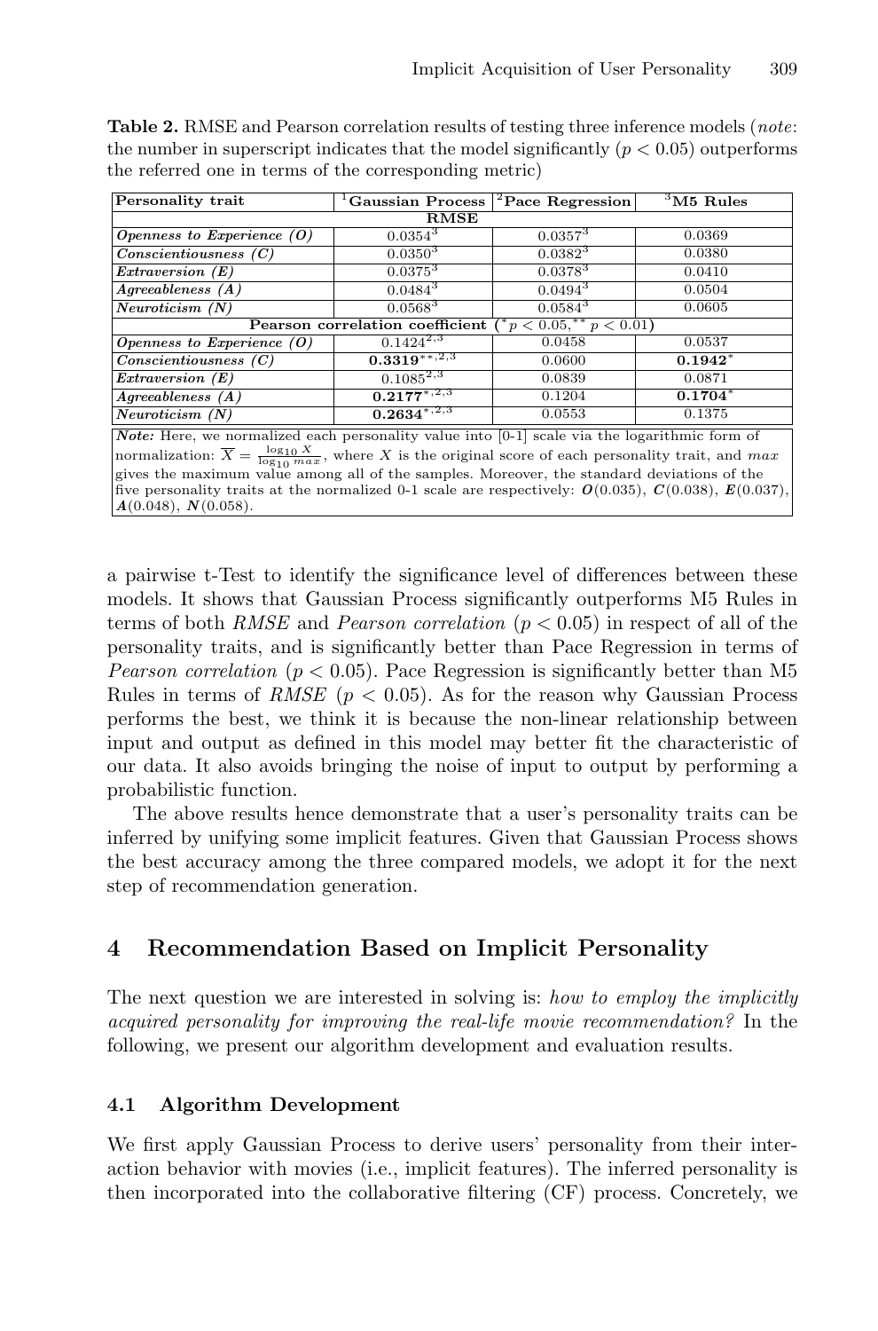**Table 2.** RMSE and Pearson correlation results of testing three inference models (*note*: the number in superscript indicates that the model significantly ($p < 0.05$) outperforms the referred one in terms of the corresponding metric)

| Personality trait | $^{1}$Gaussian Process | $^{2}$Pace Regression | $^{3}$M5 Rules |
|---|---|---|---|
| **RMSE** | | | |
| ***Openness to Experience (O)*** | $0.0354^{3}$ | $0.0357^{3}$ | 0.0369 |
| ***Conscientiousness (C)*** | $0.0350^{3}$ | $0.0382^{3}$ | 0.0380 |
| ***Extraversion (E)*** | $0.0375^{3}$ | $0.0378^{3}$ | 0.0410 |
| ***Agreeableness (A)*** | $0.0484^{3}$ | $0.0494^{3}$ | 0.0504 |
| ***Neuroticism (N)*** | $0.0568^{3}$ | $0.0584^{3}$ | 0.0605 |
| **Pearson correlation coefficient** ($^{*}p < 0.05, ^{**}p < 0.01$) | | | |
| ***Openness to Experience (O)*** | $0.1424^{2,3}$ | 0.0458 | 0.0537 |
| ***Conscientiousness (C)*** | $\mathbf{0.3319}^{**,2,3}$ | 0.0600 | $\mathbf{0.1942}^{*}$ |
| ***Extraversion (E)*** | $0.1085^{2,3}$ | 0.0839 | 0.0871 |
| ***Agreeableness (A)*** | $\mathbf{0.2177}^{*,2,3}$ | 0.1204 | $\mathbf{0.1704}^{*}$ |
| ***Neuroticism (N)*** | $\mathbf{0.2634}^{*,2,3}$ | 0.0553 | 0.1375 |

***Note:*** Here, we normalized each personality value into [0-1] scale via the logarithmic form of normalization: $\overline{X} = \frac{\log_{10} X}{\log_{10} max}$, where $X$ is the original score of each personality trait, and $max$ gives the maximum value among all of the samples. Moreover, the standard deviations of the five personality traits at the normalized 0-1 scale are respectively: $\boldsymbol{O}(0.035)$, $\boldsymbol{C}(0.038)$, $\boldsymbol{E}(0.037)$, $\boldsymbol{A}(0.048)$, $\boldsymbol{N}(0.058)$.

a pairwise t-Test to identify the significance level of differences between these models. It shows that Gaussian Process significantly outperforms M5 Rules in terms of both *RMSE* and *Pearson correlation* ($p < 0.05$) in respect of all of the personality traits, and is significantly better than Pace Regression in terms of *Pearson correlation* ($p < 0.05$). Pace Regression is significantly better than M5 Rules in terms of *RMSE* ($p < 0.05$). As for the reason why Gaussian Process performs the best, we think it is because the non-linear relationship between input and output as defined in this model may better fit the characteristic of our data. It also avoids bringing the noise of input to output by performing a probabilistic function.

The above results hence demonstrate that a user's personality traits can be inferred by unifying some implicit features. Given that Gaussian Process shows the best accuracy among the three compared models, we adopt it for the next step of recommendation generation.

## 4 Recommendation Based on Implicit Personality

The next question we are interested in solving is: *how to employ the implicitly acquired personality for improving the real-life movie recommendation?* In the following, we present our algorithm development and evaluation results.

### 4.1 Algorithm Development

We first apply Gaussian Process to derive users' personality from their interaction behavior with movies (i.e., implicit features). The inferred personality is then incorporated into the collaborative filtering (CF) process. Concretely, we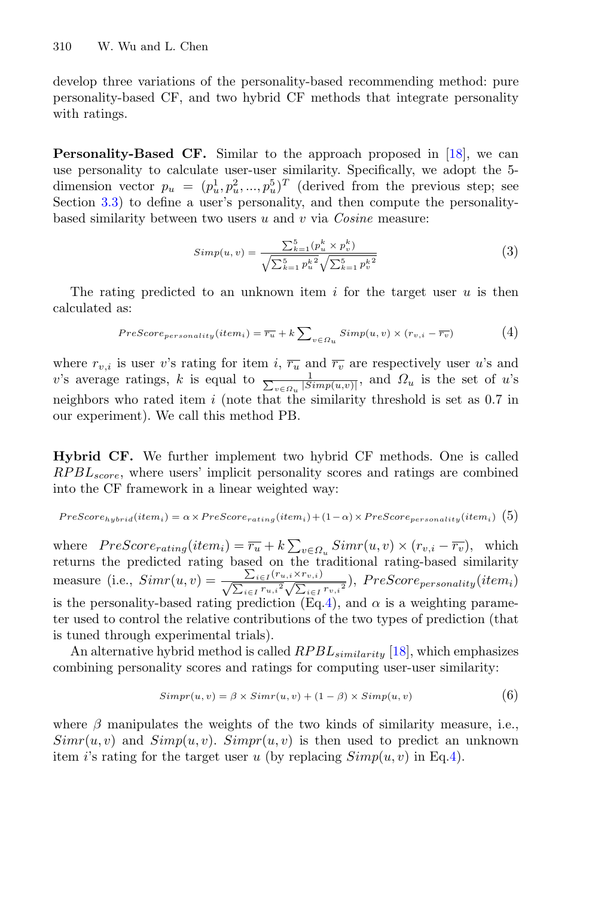develop three variations of the personality-based recommending method: pure personality-based CF, and two hybrid CF methods that integrate personality with ratings.

**Personality-Based CF.** Similar to the approach proposed in [18], we can use personality to calculate user-user similarity. Specifically, we adopt the 5-dimension vector $p_u = (p_u^1, p_u^2, ..., p_u^5)^T$ (derived from the previous step; see Section 3.3) to define a user's personality, and then compute the personality-based similarity between two users $u$ and $v$ via *Cosine* measure:

$$Simp(u,v) = \frac{\sum_{k=1}^{5}(p_u^k \times p_v^k)}{\sqrt{\sum_{k=1}^{5} {p_u^k}^2}\sqrt{\sum_{k=1}^{5} {p_v^k}^2}} \tag{3}$$

The rating predicted to an unknown item $i$ for the target user $u$ is then calculated as:

$$PreScore_{personality}(item_i) = \overline{r_u} + k\sum\nolimits_{v \in \Omega_u} Simp(u,v) \times (r_{v,i} - \overline{r_v}) \tag{4}$$

where $r_{v,i}$ is user $v$'s rating for item $i$, $\overline{r_u}$ and $\overline{r_v}$ are respectively user $u$'s and $v$'s average ratings, $k$ is equal to $\frac{1}{\sum_{v \in \Omega_u} |Simp(u,v)|}$, and $\Omega_u$ is the set of $u$'s neighbors who rated item $i$ (note that the similarity threshold is set as 0.7 in our experiment). We call this method PB.

**Hybrid CF.** We further implement two hybrid CF methods. One is called $RPBL_{score}$, where users' implicit personality scores and ratings are combined into the CF framework in a linear weighted way:

$$PreScore_{hybrid}(item_i) = \alpha \times PreScore_{rating}(item_i) + (1-\alpha) \times PreScore_{personality}(item_i) \tag{5}$$

where $PreScore_{rating}(item_i) = \overline{r_u} + k\sum_{v \in \Omega_u} Simr(u,v) \times (r_{v,i} - \overline{r_v})$, which returns the predicted rating based on the traditional rating-based similarity measure (i.e., $Simr(u,v) = \frac{\sum_{i \in I}(r_{u,i} \times r_{v,i})}{\sqrt{\sum_{i \in I} {r_{u,i}}^2}\sqrt{\sum_{i \in I} {r_{v,i}}^2}}$), $PreScore_{personality}(item_i)$ is the personality-based rating prediction (Eq.4), and $\alpha$ is a weighting parameter used to control the relative contributions of the two types of prediction (that is tuned through experimental trials).

An alternative hybrid method is called $RPBL_{similarity}$ [18], which emphasizes combining personality scores and ratings for computing user-user similarity:

$$Simpr(u,v) = \beta \times Simr(u,v) + (1-\beta) \times Simp(u,v) \tag{6}$$

where $\beta$ manipulates the weights of the two kinds of similarity measure, i.e., $Simr(u,v)$ and $Simp(u,v)$. $Simpr(u,v)$ is then used to predict an unknown item $i$'s rating for the target user $u$ (by replacing $Simp(u,v)$ in Eq.4).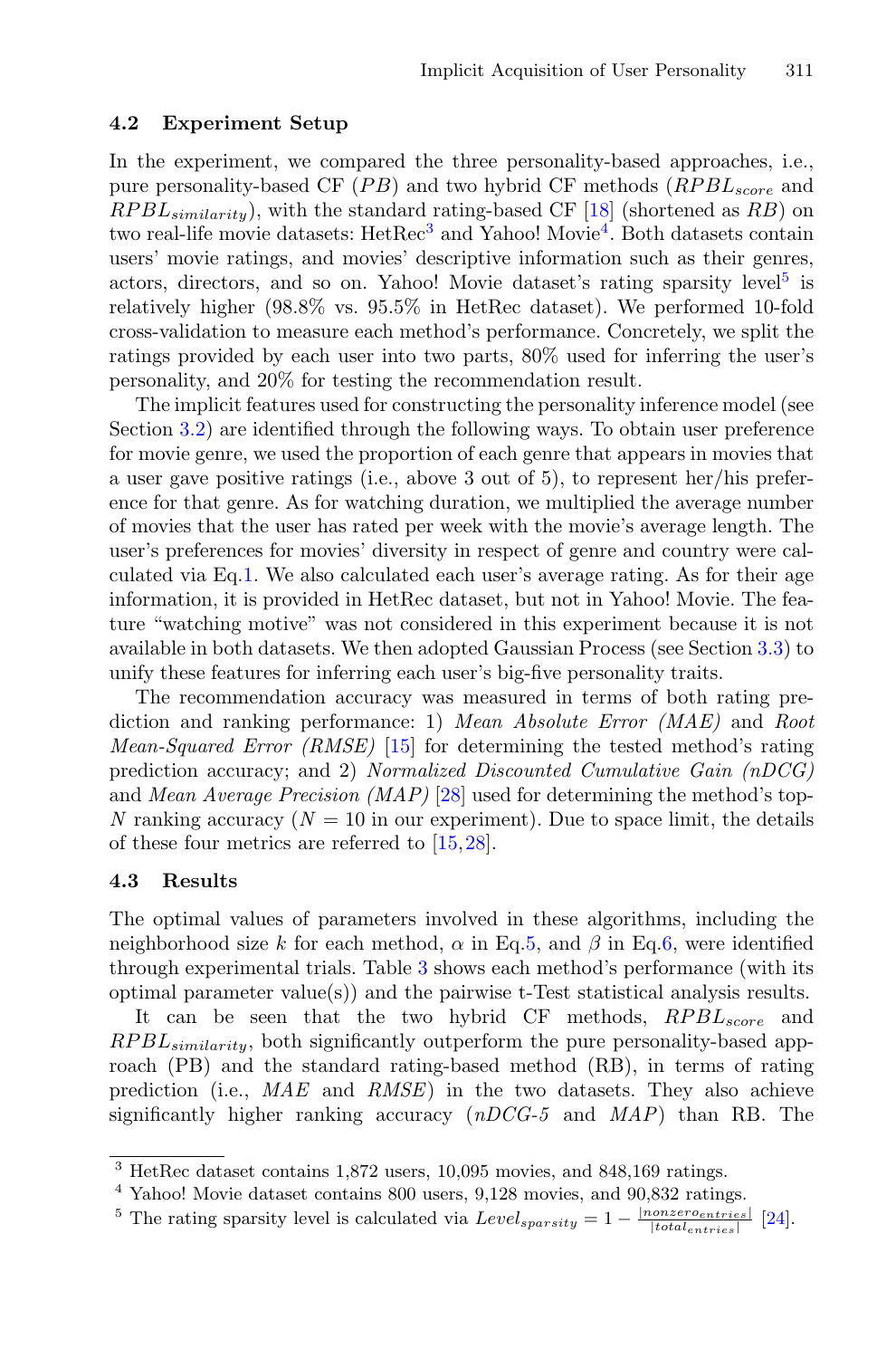### 4.2 Experiment Setup

In the experiment, we compared the three personality-based approaches, i.e., pure personality-based CF ($PB$) and two hybrid CF methods ($RPBL_{score}$ and $RPBL_{similarity}$), with the standard rating-based CF [18] (shortened as $RB$) on two real-life movie datasets: HetRec[3] and Yahoo! Movie[4]. Both datasets contain users' movie ratings, and movies' descriptive information such as their genres, actors, directors, and so on. Yahoo! Movie dataset's rating sparsity level[5] is relatively higher (98.8% vs. 95.5% in HetRec dataset). We performed 10-fold cross-validation to measure each method's performance. Concretely, we split the ratings provided by each user into two parts, 80% used for inferring the user's personality, and 20% for testing the recommendation result.

The implicit features used for constructing the personality inference model (see Section 3.2) are identified through the following ways. To obtain user preference for movie genre, we used the proportion of each genre that appears in movies that a user gave positive ratings (i.e., above 3 out of 5), to represent her/his preference for that genre. As for watching duration, we multiplied the average number of movies that the user has rated per week with the movie's average length. The user's preferences for movies' diversity in respect of genre and country were calculated via Eq.1. We also calculated each user's average rating. As for their age information, it is provided in HetRec dataset, but not in Yahoo! Movie. The feature "watching motive" was not considered in this experiment because it is not available in both datasets. We then adopted Gaussian Process (see Section 3.3) to unify these features for inferring each user's big-five personality traits.

The recommendation accuracy was measured in terms of both rating prediction and ranking performance: 1) *Mean Absolute Error (MAE)* and *Root Mean-Squared Error (RMSE)* [15] for determining the tested method's rating prediction accuracy; and 2) *Normalized Discounted Cumulative Gain (nDCG)* and *Mean Average Precision (MAP)* [28] used for determining the method's top-$N$ ranking accuracy ($N = 10$ in our experiment). Due to space limit, the details of these four metrics are referred to [15, 28].

### 4.3 Results

The optimal values of parameters involved in these algorithms, including the neighborhood size $k$ for each method, $\alpha$ in Eq.5, and $\beta$ in Eq.6, were identified through experimental trials. Table 3 shows each method's performance (with its optimal parameter value(s)) and the pairwise t-Test statistical analysis results.

It can be seen that the two hybrid CF methods, $RPBL_{score}$ and $RPBL_{similarity}$, both significantly outperform the pure personality-based approach (PB) and the standard rating-based method (RB), in terms of rating prediction (i.e., *MAE* and *RMSE*) in the two datasets. They also achieve significantly higher ranking accuracy (*nDCG-5* and *MAP*) than RB. The

---

[3] HetRec dataset contains 1,872 users, 10,095 movies, and 848,169 ratings.

[4] Yahoo! Movie dataset contains 800 users, 9,128 movies, and 90,832 ratings.

[5] The rating sparsity level is calculated via $Level_{sparsity} = 1 - \frac{|nonzero_{entries}|}{|total_{entries}|}$ [24].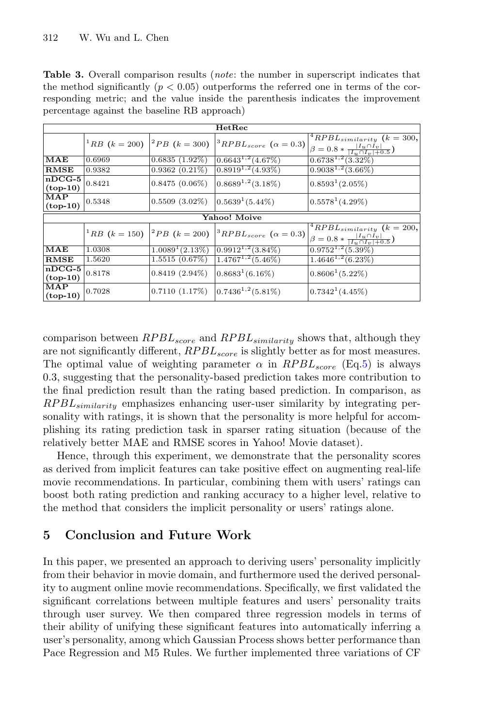**Table 3.** Overall comparison results (*note*: the number in superscript indicates that the method significantly ($p < 0.05$) outperforms the referred one in terms of the corresponding metric; and the value inside the parenthesis indicates the improvement percentage against the baseline RB approach)

| HetRec | | | | |
|---|---|---|---|---|
| | $^1RB$ ($k = 200$) | $^2PB$ ($k = 300$) | $^3RPBL_{score}$ ($\alpha = 0.3$) | $^4RPBL_{similarity}$ ($k = 300$, $\beta = 0.8 * \frac{\lvert I_u \cap I_v \rvert}{\lvert I_u \cap I_v \rvert + 0.5}$) |
| **MAE** | 0.6969 | 0.6835 (1.92%) | $0.6643^{1,2}$(4.67%) | $0.6738^{1,2}$(3.32%) |
| **RMSE** | 0.9382 | 0.9362 (0.21%) | $0.8919^{1,2}$(4.93%) | $0.9038^{1,2}$(3.66%) |
| **nDCG-5 (top-10)** | 0.8421 | 0.8475 (0.06%) | $0.8689^{1,2}$(3.18%) | $0.8593^{1}$(2.05%) |
| **MAP (top-10)** | 0.5348 | 0.5509 (3.02%) | $0.5639^{1}$(5.44%) | $0.5578^{1}$(4.29%) |
| **Yahoo! Moive** | | | | |
| | $^1RB$ ($k = 150$) | $^2PB$ ($k = 200$) | $^3RPBL_{score}$ ($\alpha = 0.3$) | $^4RPBL_{similarity}$ ($k = 200$, $\beta = 0.8 * \frac{\lvert I_u \cap I_v \rvert}{\lvert I_u \cap I_v \rvert + 0.5}$) |
| **MAE** | 1.0308 | $1.0089^{1}$(2.13%) | $0.9912^{1,2}$(3.84%) | $0.9752^{1,2}$(5.39%) |
| **RMSE** | 1.5620 | 1.5515 (0.67%) | $1.4767^{1,2}$(5.46%) | $1.4646^{1,2}$(6.23%) |
| **nDCG-5 (top-10)** | 0.8178 | 0.8419 (2.94%) | $0.8683^{1}$(6.16%) | $0.8606^{1}$(5.22%) |
| **MAP (top-10)** | 0.7028 | 0.7110 (1.17%) | $0.7436^{1,2}$(5.81%) | $0.7342^{1}$(4.45%) |

comparison between $RPBL_{score}$ and $RPBL_{similarity}$ shows that, although they are not significantly different, $RPBL_{score}$ is slightly better as for most measures. The optimal value of weighting parameter $\alpha$ in $RPBL_{score}$ (Eq.5) is always 0.3, suggesting that the personality-based prediction takes more contribution to the final prediction result than the rating based prediction. In comparison, as $RPBL_{similarity}$ emphasizes enhancing user-user similarity by integrating personality with ratings, it is shown that the personality is more helpful for accomplishing its rating prediction task in sparser rating situation (because of the relatively better MAE and RMSE scores in Yahoo! Movie dataset).

Hence, through this experiment, we demonstrate that the personality scores as derived from implicit features can take positive effect on augmenting real-life movie recommendations. In particular, combining them with users' ratings can boost both rating prediction and ranking accuracy to a higher level, relative to the method that considers the implicit personality or users' ratings alone.

## 5 Conclusion and Future Work

In this paper, we presented an approach to deriving users' personality implicitly from their behavior in movie domain, and furthermore used the derived personality to augment online movie recommendations. Specifically, we first validated the significant correlations between multiple features and users' personality traits through user survey. We then compared three regression models in terms of their ability of unifying these significant features into automatically inferring a user's personality, among which Gaussian Process shows better performance than Pace Regression and M5 Rules. We further implemented three variations of CF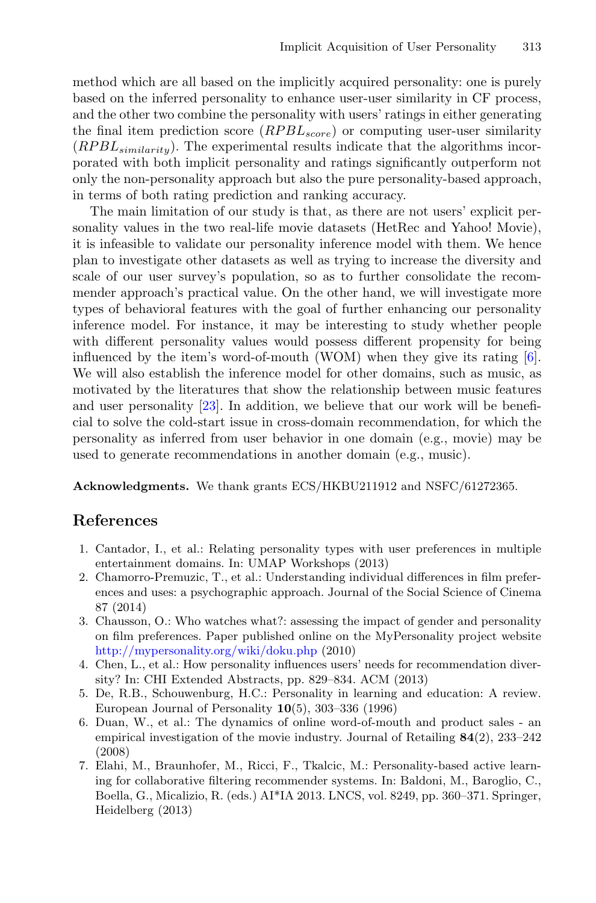method which are all based on the implicitly acquired personality: one is purely based on the inferred personality to enhance user-user similarity in CF process, and the other two combine the personality with users' ratings in either generating the final item prediction score ($RPBL_{score}$) or computing user-user similarity ($RPBL_{similarity}$). The experimental results indicate that the algorithms incorporated with both implicit personality and ratings significantly outperform not only the non-personality approach but also the pure personality-based approach, in terms of both rating prediction and ranking accuracy.

The main limitation of our study is that, as there are not users' explicit personality values in the two real-life movie datasets (HetRec and Yahoo! Movie), it is infeasible to validate our personality inference model with them. We hence plan to investigate other datasets as well as trying to increase the diversity and scale of our user survey's population, so as to further consolidate the recommender approach's practical value. On the other hand, we will investigate more types of behavioral features with the goal of further enhancing our personality inference model. For instance, it may be interesting to study whether people with different personality values would possess different propensity for being influenced by the item's word-of-mouth (WOM) when they give its rating [6]. We will also establish the inference model for other domains, such as music, as motivated by the literatures that show the relationship between music features and user personality [23]. In addition, we believe that our work will be beneficial to solve the cold-start issue in cross-domain recommendation, for which the personality as inferred from user behavior in one domain (e.g., movie) may be used to generate recommendations in another domain (e.g., music).

**Acknowledgments.** We thank grants ECS/HKBU211912 and NSFC/61272365.

## References

1. Cantador, I., et al.: Relating personality types with user preferences in multiple entertainment domains. In: UMAP Workshops (2013)
2. Chamorro-Premuzic, T., et al.: Understanding individual differences in film preferences and uses: a psychographic approach. Journal of the Social Science of Cinema 87 (2014)
3. Chausson, O.: Who watches what?: assessing the impact of gender and personality on film preferences. Paper published online on the MyPersonality project website http://mypersonality.org/wiki/doku.php (2010)
4. Chen, L., et al.: How personality influences users' needs for recommendation diversity? In: CHI Extended Abstracts, pp. 829–834. ACM (2013)
5. De, R.B., Schouwenburg, H.C.: Personality in learning and education: A review. European Journal of Personality **10**(5), 303–336 (1996)
6. Duan, W., et al.: The dynamics of online word-of-mouth and product sales - an empirical investigation of the movie industry. Journal of Retailing **84**(2), 233–242 (2008)
7. Elahi, M., Braunhofer, M., Ricci, F., Tkalcic, M.: Personality-based active learning for collaborative filtering recommender systems. In: Baldoni, M., Baroglio, C., Boella, G., Micalizio, R. (eds.) AI*IA 2013. LNCS, vol. 8249, pp. 360–371. Springer, Heidelberg (2013)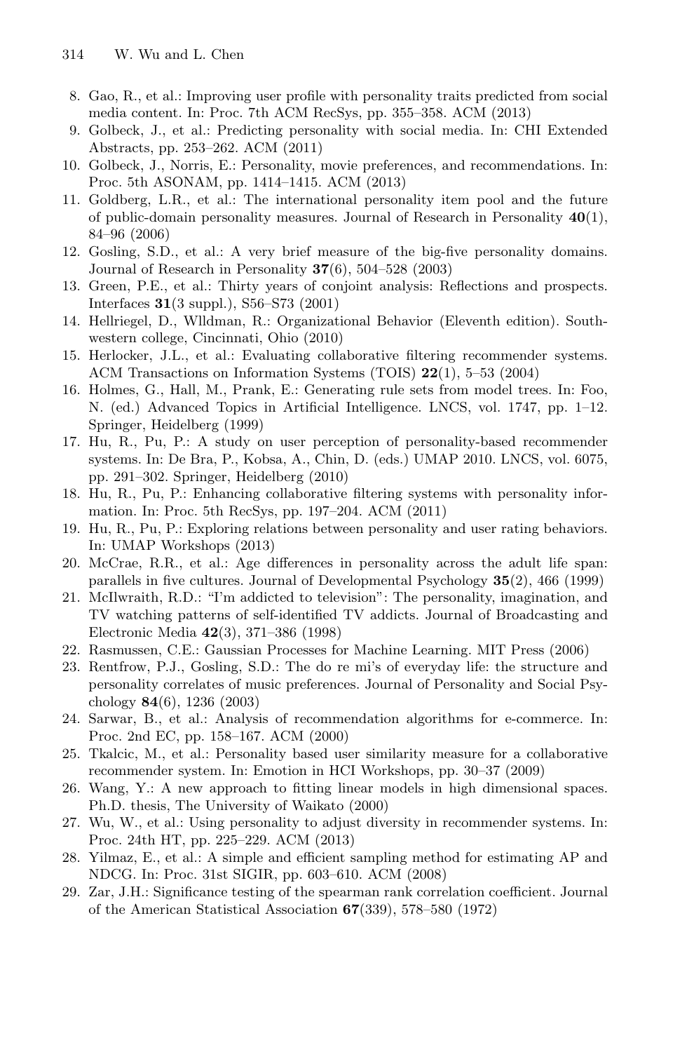8. Gao, R., et al.: Improving user profile with personality traits predicted from social media content. In: Proc. 7th ACM RecSys, pp. 355–358. ACM (2013)
9. Golbeck, J., et al.: Predicting personality with social media. In: CHI Extended Abstracts, pp. 253–262. ACM (2011)
10. Golbeck, J., Norris, E.: Personality, movie preferences, and recommendations. In: Proc. 5th ASONAM, pp. 1414–1415. ACM (2013)
11. Goldberg, L.R., et al.: The international personality item pool and the future of public-domain personality measures. Journal of Research in Personality **40**(1), 84–96 (2006)
12. Gosling, S.D., et al.: A very brief measure of the big-five personality domains. Journal of Research in Personality **37**(6), 504–528 (2003)
13. Green, P.E., et al.: Thirty years of conjoint analysis: Reflections and prospects. Interfaces **31**(3 suppl.), S56–S73 (2001)
14. Hellriegel, D., Wlldman, R.: Organizational Behavior (Eleventh edition). Southwestern college, Cincinnati, Ohio (2010)
15. Herlocker, J.L., et al.: Evaluating collaborative filtering recommender systems. ACM Transactions on Information Systems (TOIS) **22**(1), 5–53 (2004)
16. Holmes, G., Hall, M., Prank, E.: Generating rule sets from model trees. In: Foo, N. (ed.) Advanced Topics in Artificial Intelligence. LNCS, vol. 1747, pp. 1–12. Springer, Heidelberg (1999)
17. Hu, R., Pu, P.: A study on user perception of personality-based recommender systems. In: De Bra, P., Kobsa, A., Chin, D. (eds.) UMAP 2010. LNCS, vol. 6075, pp. 291–302. Springer, Heidelberg (2010)
18. Hu, R., Pu, P.: Enhancing collaborative filtering systems with personality information. In: Proc. 5th RecSys, pp. 197–204. ACM (2011)
19. Hu, R., Pu, P.: Exploring relations between personality and user rating behaviors. In: UMAP Workshops (2013)
20. McCrae, R.R., et al.: Age differences in personality across the adult life span: parallels in five cultures. Journal of Developmental Psychology **35**(2), 466 (1999)
21. McIlwraith, R.D.: "I'm addicted to television": The personality, imagination, and TV watching patterns of self-identified TV addicts. Journal of Broadcasting and Electronic Media **42**(3), 371–386 (1998)
22. Rasmussen, C.E.: Gaussian Processes for Machine Learning. MIT Press (2006)
23. Rentfrow, P.J., Gosling, S.D.: The do re mi's of everyday life: the structure and personality correlates of music preferences. Journal of Personality and Social Psychology **84**(6), 1236 (2003)
24. Sarwar, B., et al.: Analysis of recommendation algorithms for e-commerce. In: Proc. 2nd EC, pp. 158–167. ACM (2000)
25. Tkalcic, M., et al.: Personality based user similarity measure for a collaborative recommender system. In: Emotion in HCI Workshops, pp. 30–37 (2009)
26. Wang, Y.: A new approach to fitting linear models in high dimensional spaces. Ph.D. thesis, The University of Waikato (2000)
27. Wu, W., et al.: Using personality to adjust diversity in recommender systems. In: Proc. 24th HT, pp. 225–229. ACM (2013)
28. Yilmaz, E., et al.: A simple and efficient sampling method for estimating AP and NDCG. In: Proc. 31st SIGIR, pp. 603–610. ACM (2008)
29. Zar, J.H.: Significance testing of the spearman rank correlation coefficient. Journal of the American Statistical Association **67**(339), 578–580 (1972)